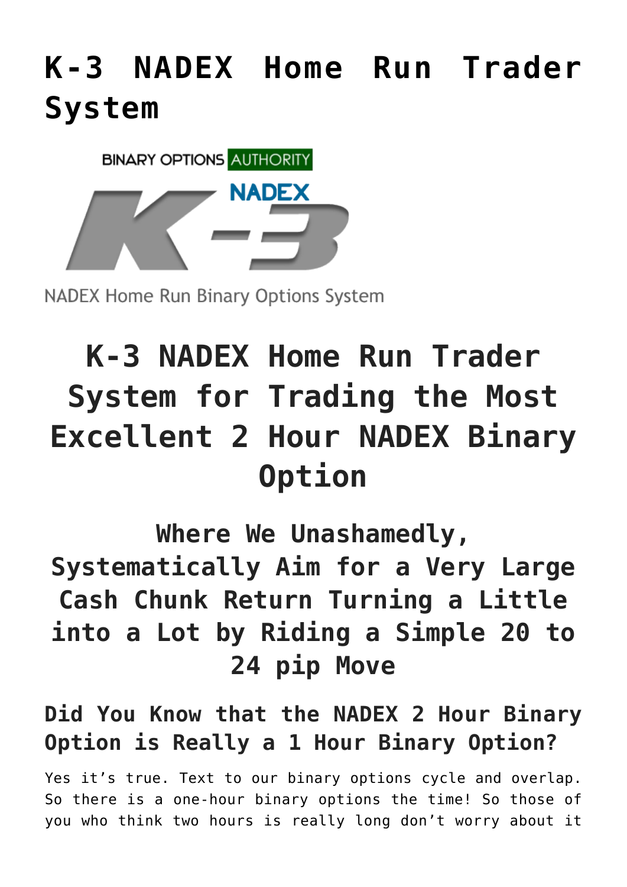# K-3 NADEX Home Run Trader System

## K-3 NADEX Home Run Trader System for Trading the Most Excellent 2 Hour NADEX Binary Option

### Where We Unashamedly, Systematically Aim for a Very Large Cash Chunk Return Turning a Little into a Lot by Riding a Simple 20 to 24 pip Move

#### Did You Know that the NADEX 2 Hour Binary Option is Really a 1 Hour Binary Option?

Yes it's true. Text to our binary options cycle and overlap. So there is a one-hour binary options the time! So those of you who think two hours is really long don't worry about it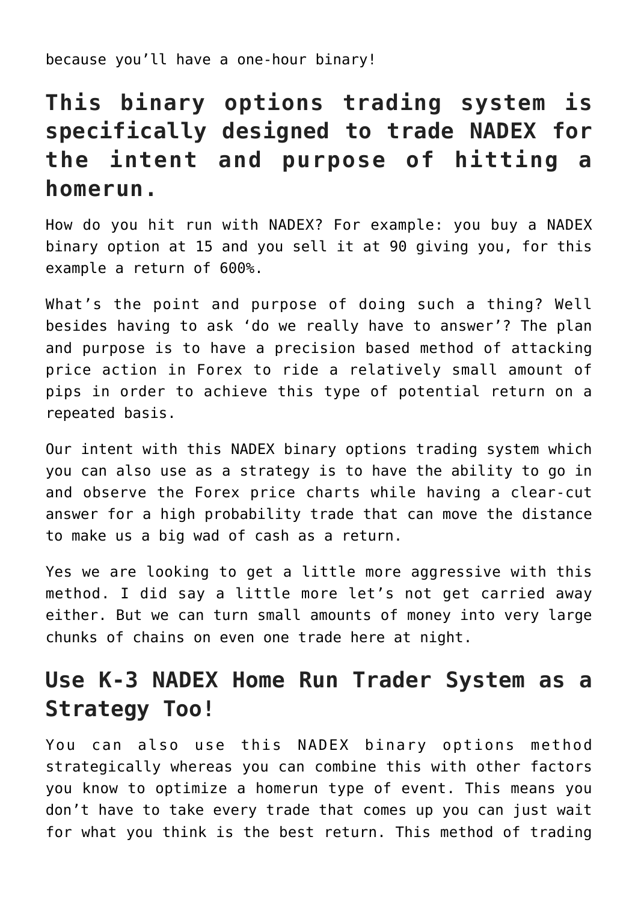because you'll have a one-hour binary!

## This binary options trading system is specifically designed to trade NADEX for the intent and purpose of hitting a homerun.

How do you hit run with NADEX? For example: you buy a NADEX binary option at 15 and you sell it at 90 giving you, for this example a return of 600%.

What's the point and purpose of doing such a thing? Well besides having to ask 'do we really have to answer'? The plan and purpose is to have a precision based method of attacking price action in Forex to ride a relatively small amount of pips in order to achieve this type of potential return on a repeated basis.

Our intent with this NADEX binary options trading system which you can also use as a strategy is to have the ability to go in and observe the Forex price charts while having a clear-cut answer for a high probability trade that can move the distance to make us a big wad of cash as a return.

Yes we are looking to get a little more aggressive with this method. I did say a little more let's not get carried away either. But we can turn small amounts of money into very large chunks of chains on even one trade here at night.

## Use K-3 NADEX Home Run Trader System as a Strategy Too!

You can also use this NADEX binary options method strategically whereas you can combine this with other factors you know to optimize a homerun type of event. This means you don't have to take every trade that comes up you can just wait for what you think is the best return. This method of trading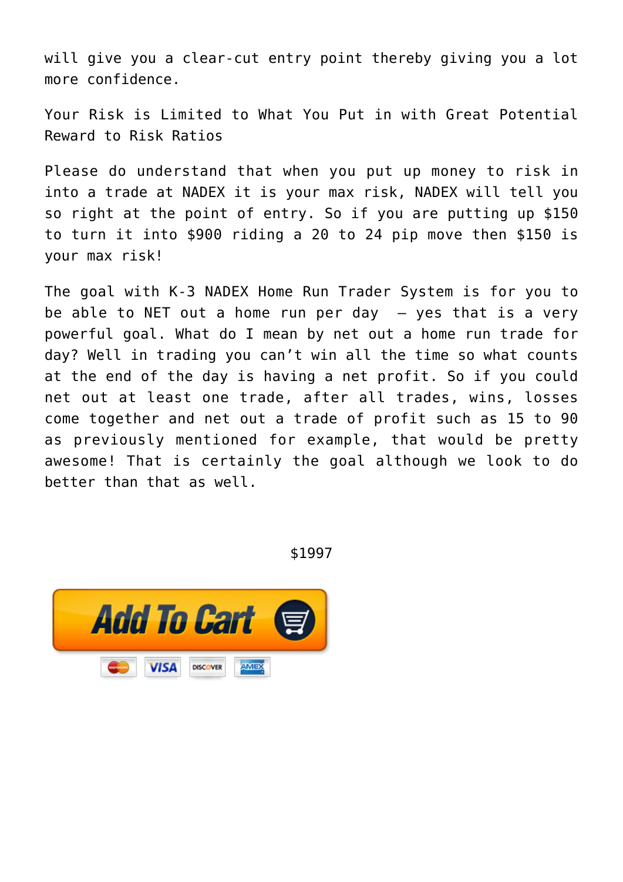will give you a clear-cut entry point thereby giving you a lot more confidence.

Your Risk is Limited to What You Put in with Great Potential Reward to Risk Ratios

Please do understand that when you put up money to risk in into a trade at NADEX it is your max risk, NADEX will tell you so right at the point of entry. So if you are putting up $150 to turn it into $900 riding a 20 to 24 pip move then $150 is your max risk!

The goal with K-3 NADEX Home Run Trader System is for you to be able to NET out a home run per day – yes that is a very powerful goal. What do I mean by net out a home run trade for day? Well in trading you can't win all the time so what counts at the end of the day is having a net profit. So if you could net out at least one trade, after all trades, wins, losses come together and net out a trade of profit such as 15 to 90 as previously mentioned for example, that would be pretty awesome! That is certainly the goal although we look to do better than that as well.

$1997

Add To Cart